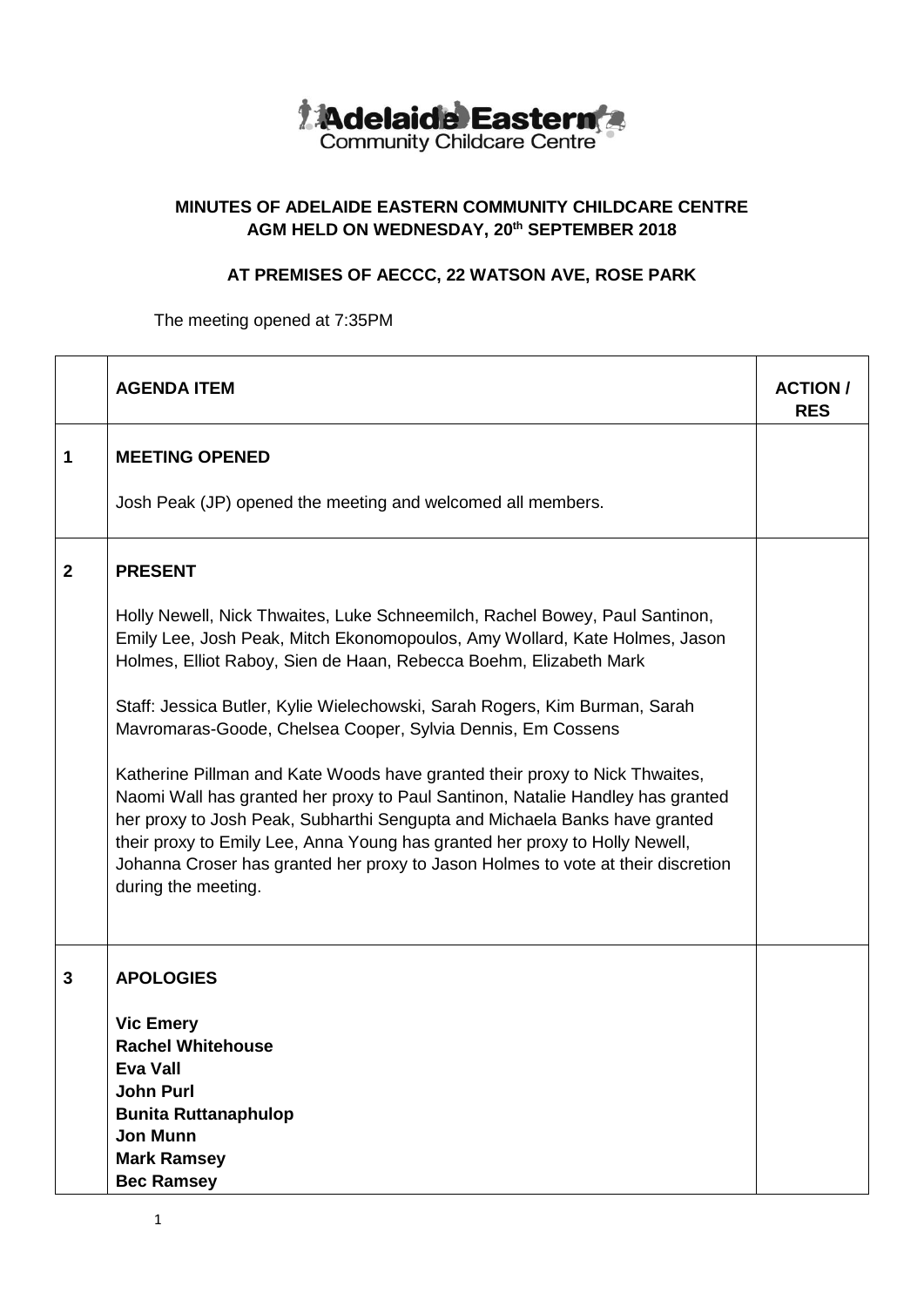# MINUTES OF ADELAIDE EASTERN COMMUNITY CHILDCARE CENTRE AGM HELD ON WEDNESDAY, 20th SEPTEMBER 2018

## AT PREMISES OF AECCC, 22 WATSON AVE, ROSE PARK

The meeting opened at 7:35PM

| | AGENDA ITEM | ACTION / RES |
|---|---|---|
| 1 | **MEETING OPENED**<br><br>Josh Peak (JP) opened the meeting and welcomed all members. | |
| 2 | **PRESENT**<br><br>Holly Newell, Nick Thwaites, Luke Schneemilch, Rachel Bowey, Paul Santinon, Emily Lee, Josh Peak, Mitch Ekonomopoulos, Amy Wollard, Kate Holmes, Jason Holmes, Elliot Raboy, Sien de Haan, Rebecca Boehm, Elizabeth Mark<br><br>Staff: Jessica Butler, Kylie Wielechowski, Sarah Rogers, Kim Burman, Sarah Mavromaras-Goode, Chelsea Cooper, Sylvia Dennis, Em Cossens<br><br>Katherine Pillman and Kate Woods have granted their proxy to Nick Thwaites, Naomi Wall has granted her proxy to Paul Santinon, Natalie Handley has granted her proxy to Josh Peak, Subharthi Sengupta and Michaela Banks have granted their proxy to Emily Lee, Anna Young has granted her proxy to Holly Newell, Johanna Croser has granted her proxy to Jason Holmes to vote at their discretion during the meeting. | |
| 3 | **APOLOGIES**<br><br>**Vic Emery**<br>**Rachel Whitehouse**<br>**Eva Vall**<br>**John Purl**<br>**Bunita Ruttanaphulop**<br>**Jon Munn**<br>**Mark Ramsey**<br>**Bec Ramsey** | |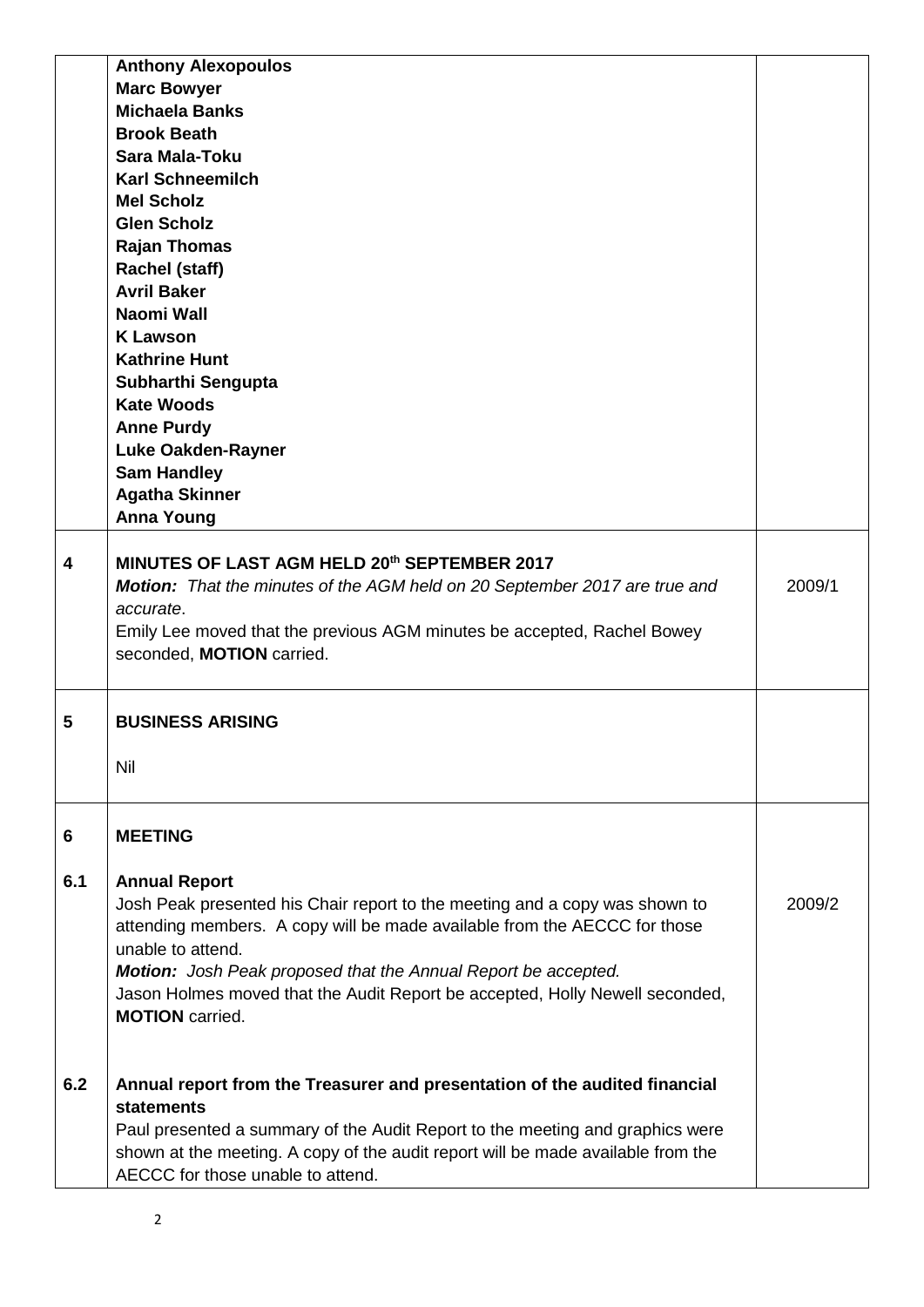| | | |
|---|---|---|
| | **Anthony Alexopoulos**<br>**Marc Bowyer**<br>**Michaela Banks**<br>**Brook Beath**<br>**Sara Mala-Toku**<br>**Karl Schneemilch**<br>**Mel Scholz**<br>**Glen Scholz**<br>**Rajan Thomas**<br>**Rachel (staff)**<br>**Avril Baker**<br>**Naomi Wall**<br>**K Lawson**<br>**Kathrine Hunt**<br>**Subharthi Sengupta**<br>**Kate Woods**<br>**Anne Purdy**<br>**Luke Oakden-Rayner**<br>**Sam Handley**<br>**Agatha Skinner**<br>**Anna Young** | |
| **4** | **MINUTES OF LAST AGM HELD 20th SEPTEMBER 2017**<br>***Motion:*** *That the minutes of the AGM held on 20 September 2017 are true and accurate*.<br>Emily Lee moved that the previous AGM minutes be accepted, Rachel Bowey seconded, **MOTION** carried. | 2009/1 |
| **5** | **BUSINESS ARISING**<br><br>Nil | |
| **6**<br><br>**6.1** | **MEETING**<br><br>**Annual Report**<br>Josh Peak presented his Chair report to the meeting and a copy was shown to attending members. A copy will be made available from the AECCC for those unable to attend.<br>***Motion:*** *Josh Peak proposed that the Annual Report be accepted.*<br>Jason Holmes moved that the Audit Report be accepted, Holly Newell seconded, **MOTION** carried. | 2009/2 |
| **6.2** | **Annual report from the Treasurer and presentation of the audited financial statements**<br>Paul presented a summary of the Audit Report to the meeting and graphics were shown at the meeting. A copy of the audit report will be made available from the AECCC for those unable to attend. | |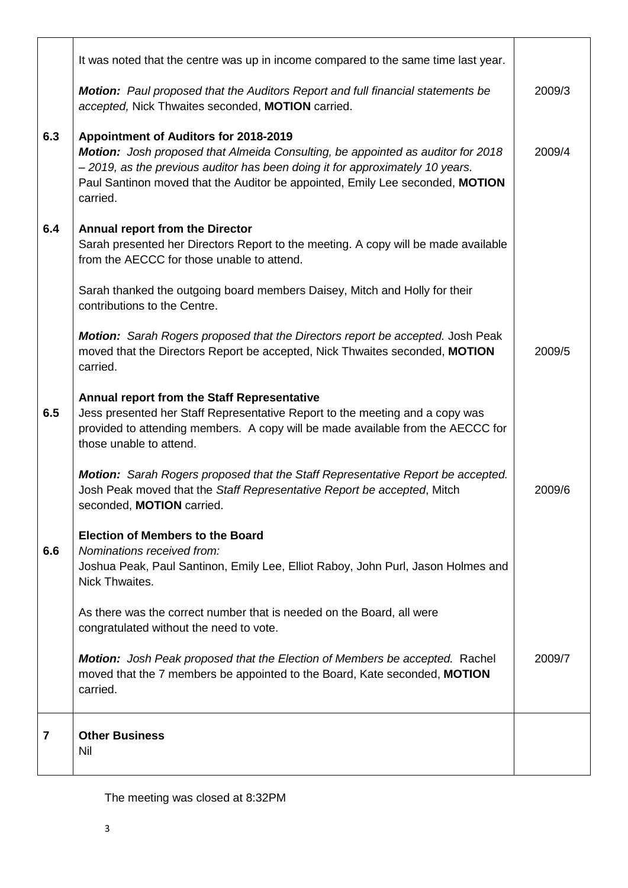| | | |
|---|---|---|
| | It was noted that the centre was up in income compared to the same time last year.<br><br>***Motion:*** *Paul proposed that the Auditors Report and full financial statements be accepted,* Nick Thwaites seconded, **MOTION** carried. | 2009/3 |
| **6.3** | **Appointment of Auditors for 2018-2019**<br>***Motion:*** *Josh proposed that Almeida Consulting, be appointed as auditor for 2018 – 2019, as the previous auditor has been doing it for approximately 10 years.*<br>Paul Santinon moved that the Auditor be appointed, Emily Lee seconded, **MOTION** carried. | 2009/4 |
| **6.4** | **Annual report from the Director**<br>Sarah presented her Directors Report to the meeting. A copy will be made available from the AECCC for those unable to attend.<br><br>Sarah thanked the outgoing board members Daisey, Mitch and Holly for their contributions to the Centre.<br><br>***Motion:*** *Sarah Rogers proposed that the Directors report be accepted.* Josh Peak moved that the Directors Report be accepted, Nick Thwaites seconded, **MOTION** carried. | 2009/5 |
| **6.5** | **Annual report from the Staff Representative**<br>Jess presented her Staff Representative Report to the meeting and a copy was provided to attending members. A copy will be made available from the AECCC for those unable to attend.<br><br>***Motion:*** *Sarah Rogers proposed that the Staff Representative Report be accepted.* Josh Peak moved that the *Staff Representative Report be accepted*, Mitch seconded, **MOTION** carried. | 2009/6 |
| **6.6** | **Election of Members to the Board**<br>*Nominations received from:*<br>Joshua Peak, Paul Santinon, Emily Lee, Elliot Raboy, John Purl, Jason Holmes and Nick Thwaites.<br><br>As there was the correct number that is needed on the Board, all were congratulated without the need to vote.<br><br>***Motion:*** *Josh Peak proposed that the Election of Members be accepted.* Rachel moved that the 7 members be appointed to the Board, Kate seconded, **MOTION** carried. | 2009/7 |
| **7** | **Other Business**<br>Nil | |

The meeting was closed at 8:32PM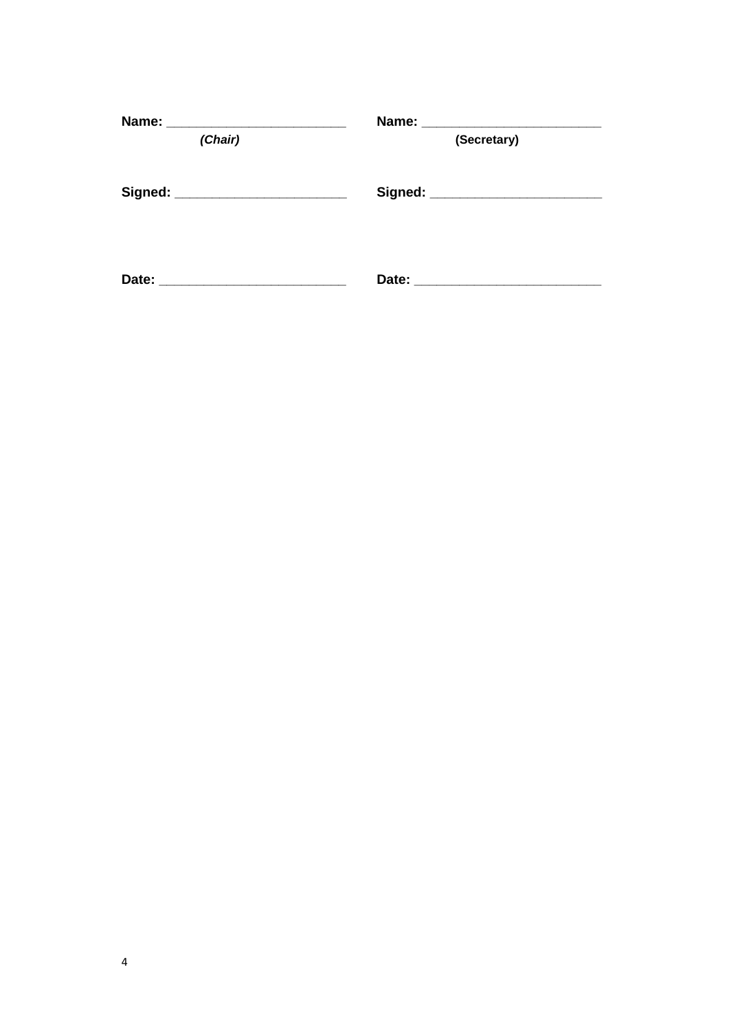| | |
|---|---|
| **Name: ________________________** | **Name: ________________________** |
| ***(Chair)*** | **(Secretary)** |
| **Signed: _______________________** | **Signed: _______________________** |
| **Date: _________________________** | **Date: _________________________** |